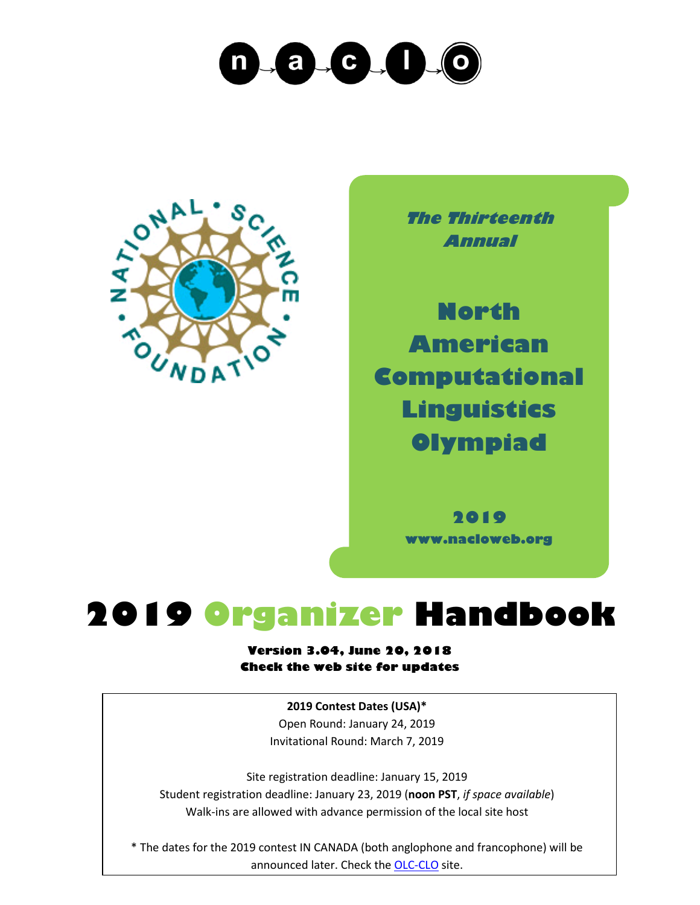n a c l o

*The Thirteenth Annual*

**North American Computational Linguistics Olympiad**

**2019**

**www.nacloweb.org**

# 2019 Organizer Handbook

**Version 3.04, June 20, 2018**
**Check the web site for updates**

**2019 Contest Dates (USA)***

Open Round: January 24, 2019

Invitational Round: March 7, 2019

Site registration deadline: January 15, 2019

Student registration deadline: January 23, 2019 (**noon PST**, *if space available*)

Walk-ins are allowed with advance permission of the local site host

* The dates for the 2019 contest IN CANADA (both anglophone and francophone) will be announced later. Check the OLC-CLO site.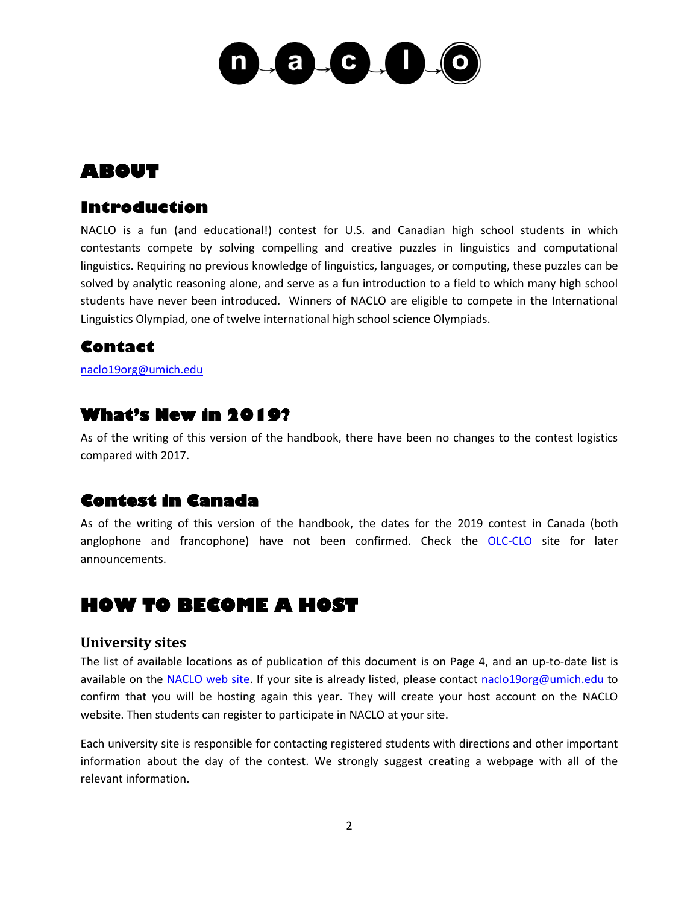# ABOUT

## Introduction

NACLO is a fun (and educational!) contest for U.S. and Canadian high school students in which contestants compete by solving compelling and creative puzzles in linguistics and computational linguistics. Requiring no previous knowledge of linguistics, languages, or computing, these puzzles can be solved by analytic reasoning alone, and serve as a fun introduction to a field to which many high school students have never been introduced. Winners of NACLO are eligible to compete in the International Linguistics Olympiad, one of twelve international high school science Olympiads.

## Contact

naclo19org@umich.edu

## What's New in 2019?

As of the writing of this version of the handbook, there have been no changes to the contest logistics compared with 2017.

## Contest in Canada

As of the writing of this version of the handbook, the dates for the 2019 contest in Canada (both anglophone and francophone) have not been confirmed. Check the OLC-CLO site for later announcements.

# HOW TO BECOME A HOST

### University sites

The list of available locations as of publication of this document is on Page 4, and an up-to-date list is available on the NACLO web site. If your site is already listed, please contact naclo19org@umich.edu to confirm that you will be hosting again this year. They will create your host account on the NACLO website. Then students can register to participate in NACLO at your site.

Each university site is responsible for contacting registered students with directions and other important information about the day of the contest. We strongly suggest creating a webpage with all of the relevant information.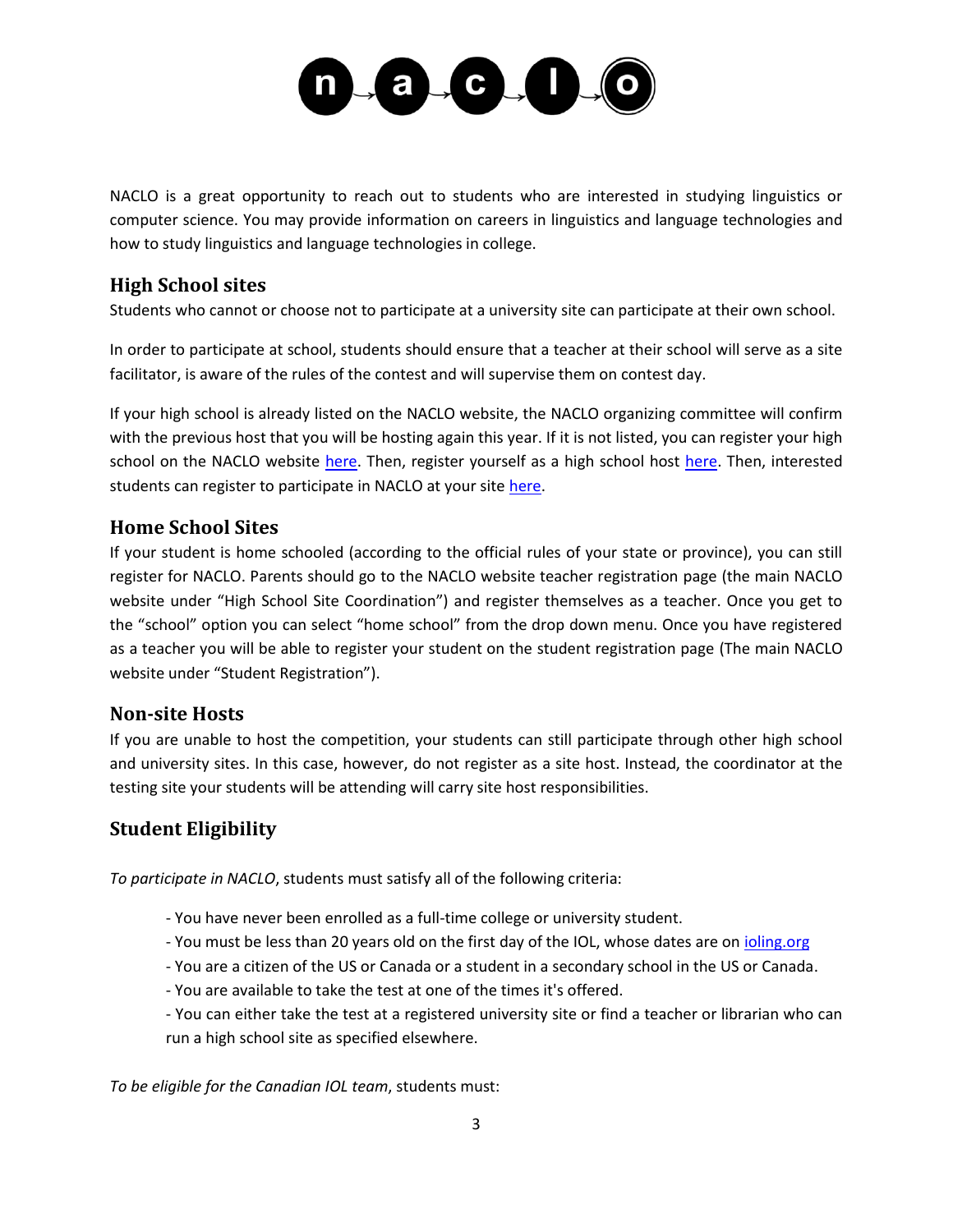NACLO is a great opportunity to reach out to students who are interested in studying linguistics or computer science. You may provide information on careers in linguistics and language technologies and how to study linguistics and language technologies in college.

## High School sites

Students who cannot or choose not to participate at a university site can participate at their own school.

In order to participate at school, students should ensure that a teacher at their school will serve as a site facilitator, is aware of the rules of the contest and will supervise them on contest day.

If your high school is already listed on the NACLO website, the NACLO organizing committee will confirm with the previous host that you will be hosting again this year. If it is not listed, you can register your high school on the NACLO website here. Then, register yourself as a high school host here. Then, interested students can register to participate in NACLO at your site here.

## Home School Sites

If your student is home schooled (according to the official rules of your state or province), you can still register for NACLO. Parents should go to the NACLO website teacher registration page (the main NACLO website under "High School Site Coordination") and register themselves as a teacher. Once you get to the "school" option you can select "home school" from the drop down menu. Once you have registered as a teacher you will be able to register your student on the student registration page (The main NACLO website under "Student Registration").

## Non-site Hosts

If you are unable to host the competition, your students can still participate through other high school and university sites. In this case, however, do not register as a site host. Instead, the coordinator at the testing site your students will be attending will carry site host responsibilities.

## Student Eligibility

*To participate in NACLO*, students must satisfy all of the following criteria:

- You have never been enrolled as a full-time college or university student.
- You must be less than 20 years old on the first day of the IOL, whose dates are on ioling.org
- You are a citizen of the US or Canada or a student in a secondary school in the US or Canada.
- You are available to take the test at one of the times it's offered.
- You can either take the test at a registered university site or find a teacher or librarian who can run a high school site as specified elsewhere.

*To be eligible for the Canadian IOL team*, students must: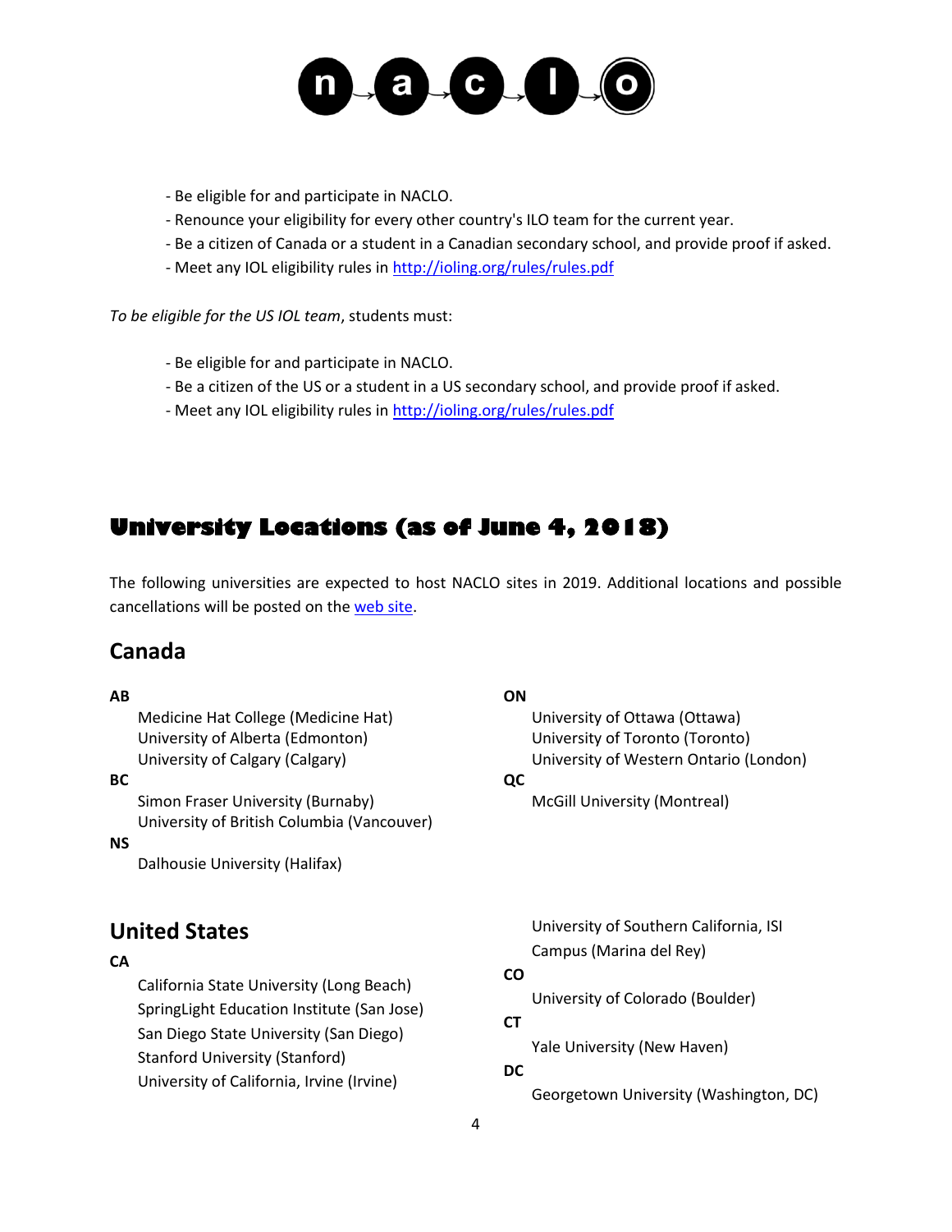- Be eligible for and participate in NACLO.
- Renounce your eligibility for every other country's ILO team for the current year.
- Be a citizen of Canada or a student in a Canadian secondary school, and provide proof if asked.
- Meet any IOL eligibility rules in http://ioling.org/rules/rules.pdf

*To be eligible for the US IOL team*, students must:

- Be eligible for and participate in NACLO.
- Be a citizen of the US or a student in a US secondary school, and provide proof if asked.
- Meet any IOL eligibility rules in http://ioling.org/rules/rules.pdf

# University Locations (as of June 4, 2018)

The following universities are expected to host NACLO sites in 2019. Additional locations and possible cancellations will be posted on the web site.

## Canada

**AB**

Medicine Hat College (Medicine Hat)
University of Alberta (Edmonton)
University of Calgary (Calgary)

**BC**

Simon Fraser University (Burnaby)
University of British Columbia (Vancouver)

**NS**

Dalhousie University (Halifax)

**ON**

University of Ottawa (Ottawa)
University of Toronto (Toronto)
University of Western Ontario (London)

**QC**

McGill University (Montreal)

## United States

**CA**

California State University (Long Beach)
SpringLight Education Institute (San Jose)
San Diego State University (San Diego)
Stanford University (Stanford)
University of California, Irvine (Irvine)
University of Southern California, ISI Campus (Marina del Rey)

**CO**

University of Colorado (Boulder)

**CT**

Yale University (New Haven)

**DC**

Georgetown University (Washington, DC)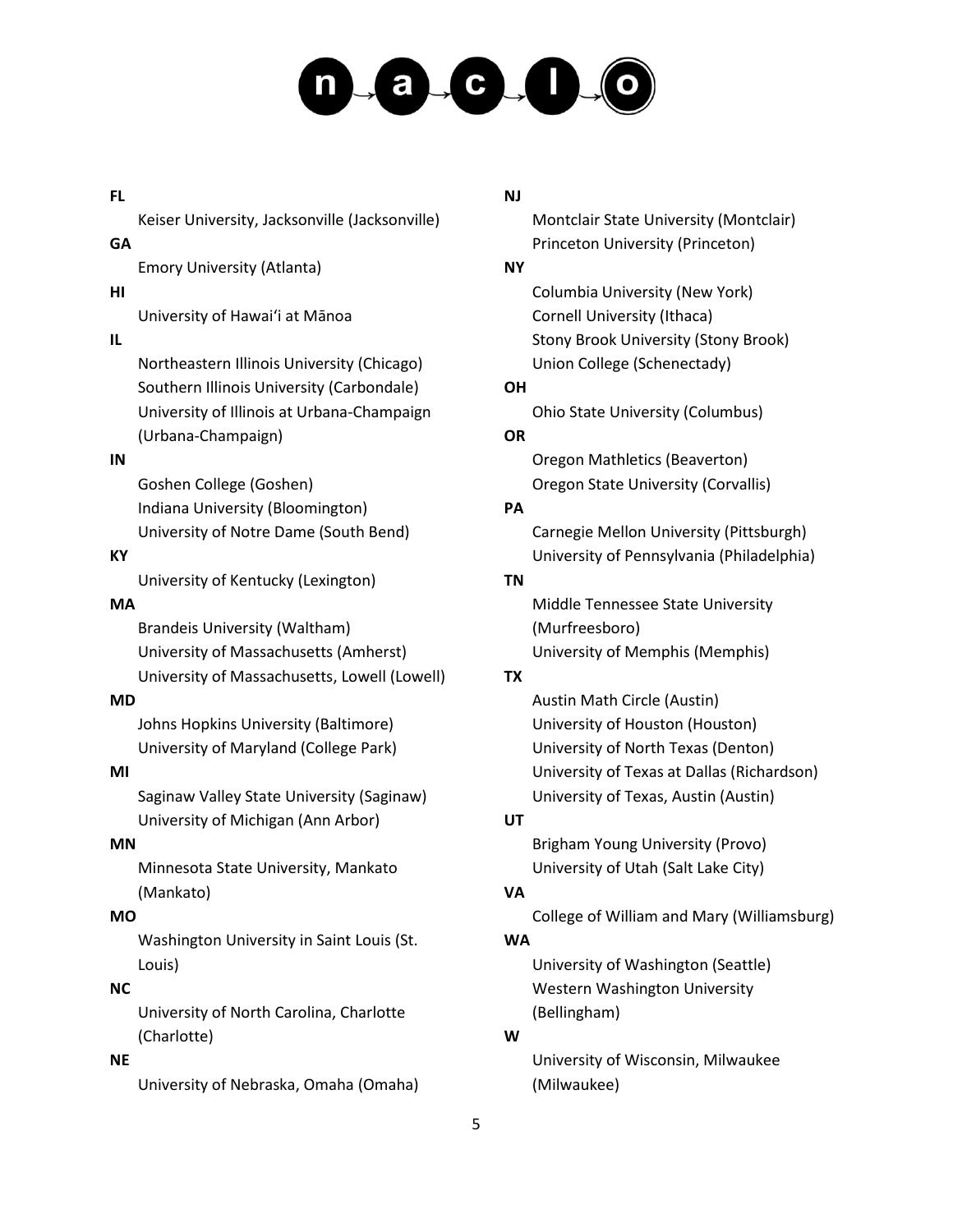**FL**

- Keiser University, Jacksonville (Jacksonville)

**GA**

- Emory University (Atlanta)

**HI**

- University of Hawai'i at Mānoa

**IL**

- Northeastern Illinois University (Chicago)
- Southern Illinois University (Carbondale)
- University of Illinois at Urbana-Champaign (Urbana-Champaign)

**IN**

- Goshen College (Goshen)
- Indiana University (Bloomington)
- University of Notre Dame (South Bend)

**KY**

- University of Kentucky (Lexington)

**MA**

- Brandeis University (Waltham)
- University of Massachusetts (Amherst)
- University of Massachusetts, Lowell (Lowell)

**MD**

- Johns Hopkins University (Baltimore)
- University of Maryland (College Park)

**MI**

- Saginaw Valley State University (Saginaw)
- University of Michigan (Ann Arbor)

**MN**

- Minnesota State University, Mankato (Mankato)

**MO**

- Washington University in Saint Louis (St. Louis)

**NC**

- University of North Carolina, Charlotte (Charlotte)

**NE**

- University of Nebraska, Omaha (Omaha)

**NJ**

- Montclair State University (Montclair)
- Princeton University (Princeton)

**NY**

- Columbia University (New York)
- Cornell University (Ithaca)
- Stony Brook University (Stony Brook)
- Union College (Schenectady)

**OH**

- Ohio State University (Columbus)

**OR**

- Oregon Mathletics (Beaverton)
- Oregon State University (Corvallis)

**PA**

- Carnegie Mellon University (Pittsburgh)
- University of Pennsylvania (Philadelphia)

**TN**

- Middle Tennessee State University (Murfreesboro)
- University of Memphis (Memphis)

**TX**

- Austin Math Circle (Austin)
- University of Houston (Houston)
- University of North Texas (Denton)
- University of Texas at Dallas (Richardson)
- University of Texas, Austin (Austin)

**UT**

- Brigham Young University (Provo)
- University of Utah (Salt Lake City)

**VA**

- College of William and Mary (Williamsburg)

**WA**

- University of Washington (Seattle)
- Western Washington University (Bellingham)

**W**

- University of Wisconsin, Milwaukee (Milwaukee)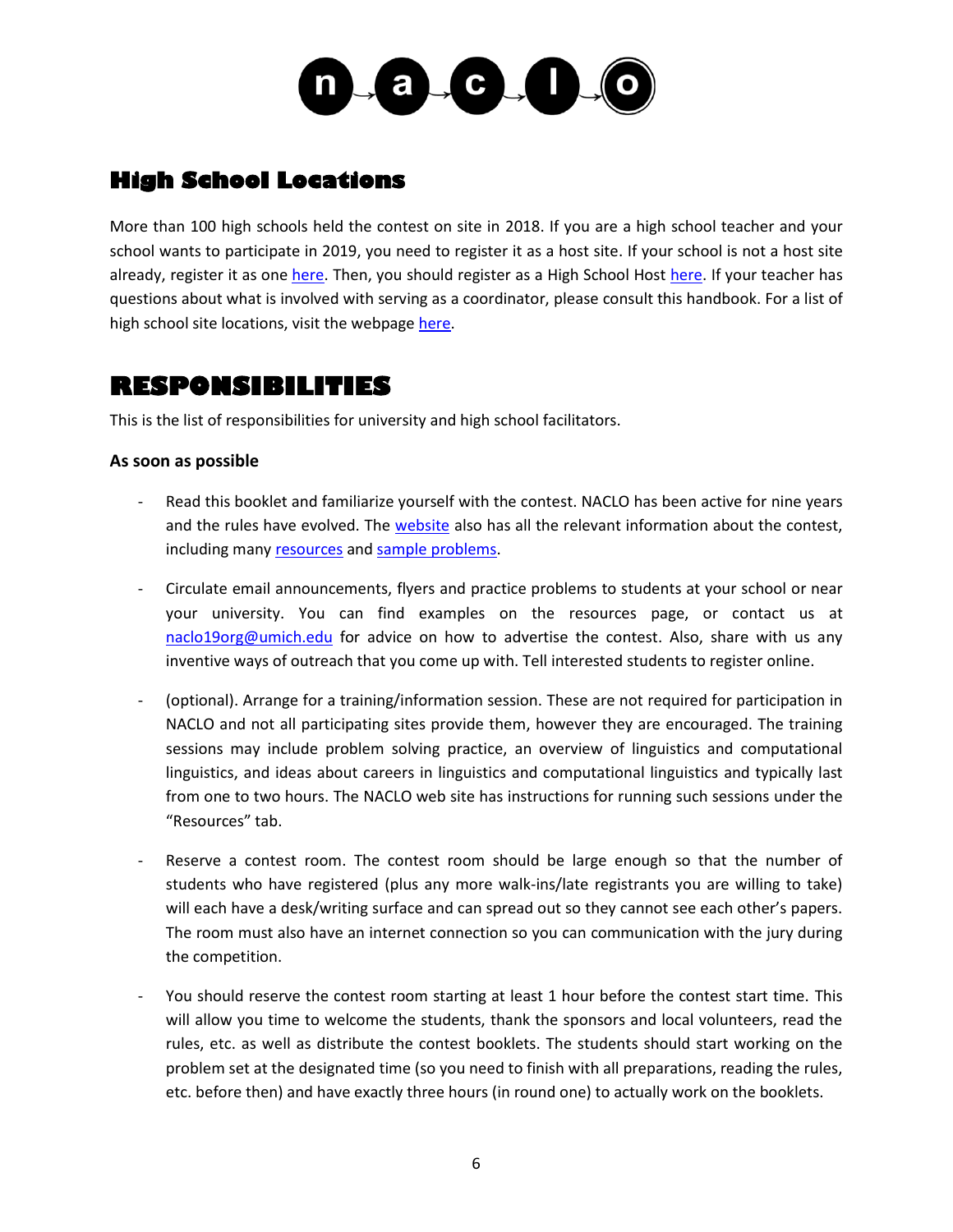## High School Locations

More than 100 high schools held the contest on site in 2018. If you are a high school teacher and your school wants to participate in 2019, you need to register it as a host site. If your school is not a host site already, register it as one here. Then, you should register as a High School Host here. If your teacher has questions about what is involved with serving as a coordinator, please consult this handbook. For a list of high school site locations, visit the webpage here.

# RESPONSIBILITIES

This is the list of responsibilities for university and high school facilitators.

**As soon as possible**

- Read this booklet and familiarize yourself with the contest. NACLO has been active for nine years and the rules have evolved. The website also has all the relevant information about the contest, including many resources and sample problems.

- Circulate email announcements, flyers and practice problems to students at your school or near your university. You can find examples on the resources page, or contact us at naclo19org@umich.edu for advice on how to advertise the contest. Also, share with us any inventive ways of outreach that you come up with. Tell interested students to register online.

- (optional). Arrange for a training/information session. These are not required for participation in NACLO and not all participating sites provide them, however they are encouraged. The training sessions may include problem solving practice, an overview of linguistics and computational linguistics, and ideas about careers in linguistics and computational linguistics and typically last from one to two hours. The NACLO web site has instructions for running such sessions under the "Resources" tab.

- Reserve a contest room. The contest room should be large enough so that the number of students who have registered (plus any more walk-ins/late registrants you are willing to take) will each have a desk/writing surface and can spread out so they cannot see each other's papers. The room must also have an internet connection so you can communication with the jury during the competition.

- You should reserve the contest room starting at least 1 hour before the contest start time. This will allow you time to welcome the students, thank the sponsors and local volunteers, read the rules, etc. as well as distribute the contest booklets. The students should start working on the problem set at the designated time (so you need to finish with all preparations, reading the rules, etc. before then) and have exactly three hours (in round one) to actually work on the booklets.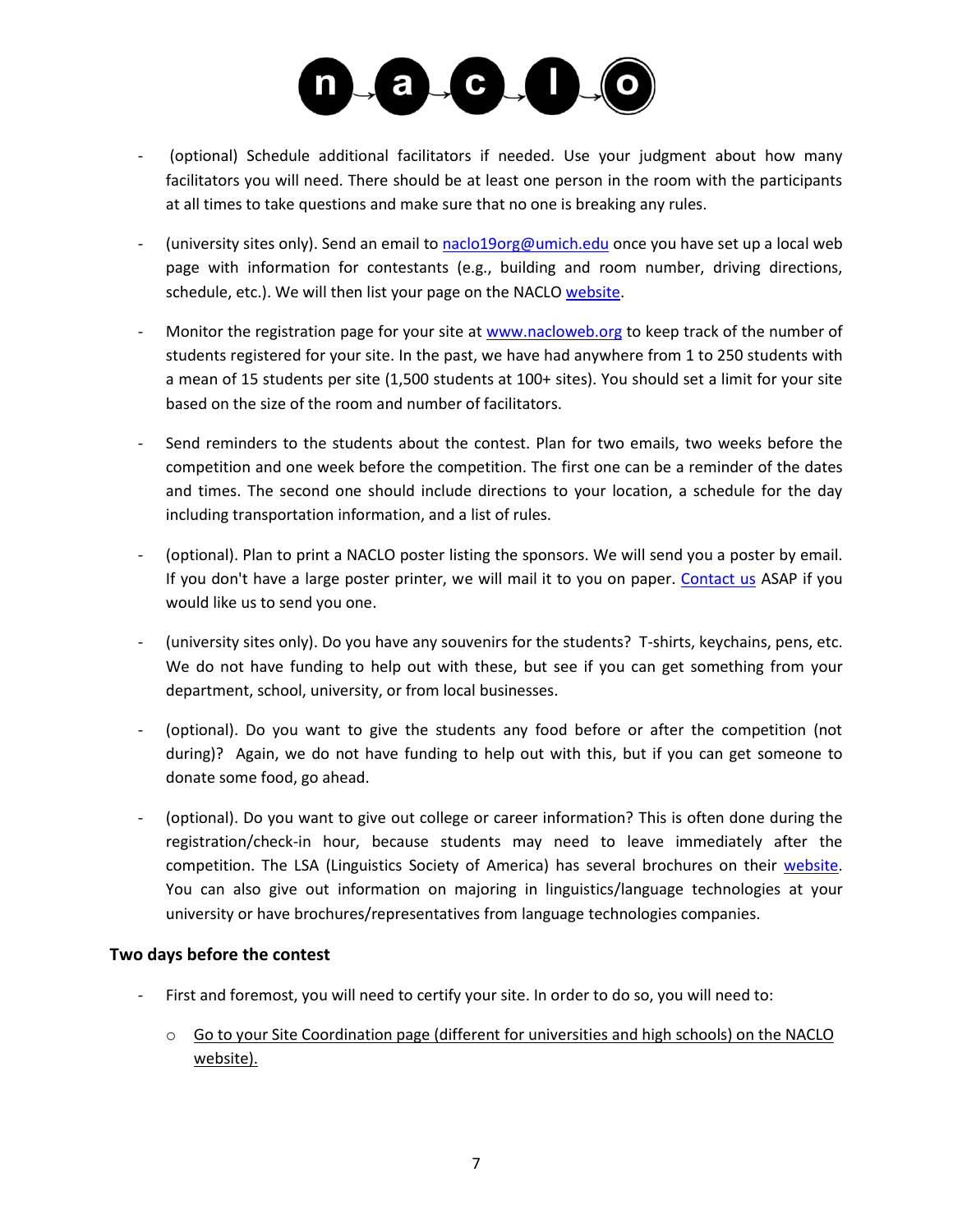- (optional) Schedule additional facilitators if needed. Use your judgment about how many facilitators you will need. There should be at least one person in the room with the participants at all times to take questions and make sure that no one is breaking any rules.

- (university sites only). Send an email to naclo19org@umich.edu once you have set up a local web page with information for contestants (e.g., building and room number, driving directions, schedule, etc.). We will then list your page on the NACLO website.

- Monitor the registration page for your site at www.nacloweb.org to keep track of the number of students registered for your site. In the past, we have had anywhere from 1 to 250 students with a mean of 15 students per site (1,500 students at 100+ sites). You should set a limit for your site based on the size of the room and number of facilitators.

- Send reminders to the students about the contest. Plan for two emails, two weeks before the competition and one week before the competition. The first one can be a reminder of the dates and times. The second one should include directions to your location, a schedule for the day including transportation information, and a list of rules.

- (optional). Plan to print a NACLO poster listing the sponsors. We will send you a poster by email. If you don't have a large poster printer, we will mail it to you on paper. Contact us ASAP if you would like us to send you one.

- (university sites only). Do you have any souvenirs for the students? T-shirts, keychains, pens, etc. We do not have funding to help out with these, but see if you can get something from your department, school, university, or from local businesses.

- (optional). Do you want to give the students any food before or after the competition (not during)? Again, we do not have funding to help out with this, but if you can get someone to donate some food, go ahead.

- (optional). Do you want to give out college or career information? This is often done during the registration/check-in hour, because students may need to leave immediately after the competition. The LSA (Linguistics Society of America) has several brochures on their website. You can also give out information on majoring in linguistics/language technologies at your university or have brochures/representatives from language technologies companies.

### Two days before the contest

- First and foremost, you will need to certify your site. In order to do so, you will need to:
  - Go to your Site Coordination page (different for universities and high schools) on the NACLO website).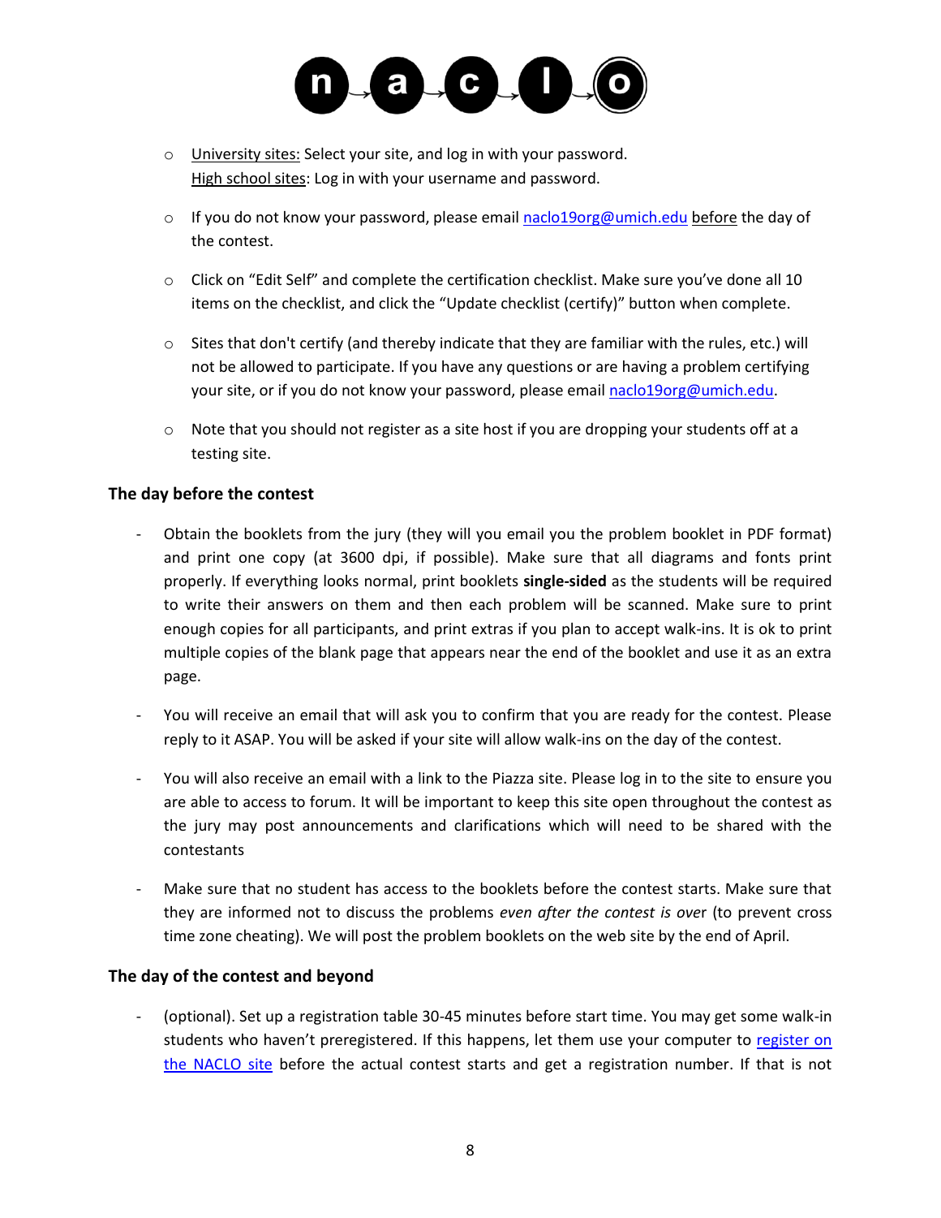- University sites: Select your site, and log in with your password.
  High school sites: Log in with your username and password.

- If you do not know your password, please email naclo19org@umich.edu before the day of the contest.

- Click on "Edit Self" and complete the certification checklist. Make sure you've done all 10 items on the checklist, and click the "Update checklist (certify)" button when complete.

- Sites that don't certify (and thereby indicate that they are familiar with the rules, etc.) will not be allowed to participate. If you have any questions or are having a problem certifying your site, or if you do not know your password, please email naclo19org@umich.edu.

- Note that you should not register as a site host if you are dropping your students off at a testing site.

### The day before the contest

- Obtain the booklets from the jury (they will you email you the problem booklet in PDF format) and print one copy (at 3600 dpi, if possible). Make sure that all diagrams and fonts print properly. If everything looks normal, print booklets **single-sided** as the students will be required to write their answers on them and then each problem will be scanned. Make sure to print enough copies for all participants, and print extras if you plan to accept walk-ins. It is ok to print multiple copies of the blank page that appears near the end of the booklet and use it as an extra page.

- You will receive an email that will ask you to confirm that you are ready for the contest. Please reply to it ASAP. You will be asked if your site will allow walk-ins on the day of the contest.

- You will also receive an email with a link to the Piazza site. Please log in to the site to ensure you are able to access to forum. It will be important to keep this site open throughout the contest as the jury may post announcements and clarifications which will need to be shared with the contestants

- Make sure that no student has access to the booklets before the contest starts. Make sure that they are informed not to discuss the problems *even after the contest is over* (to prevent cross time zone cheating). We will post the problem booklets on the web site by the end of April.

### The day of the contest and beyond

- (optional). Set up a registration table 30-45 minutes before start time. You may get some walk-in students who haven't preregistered. If this happens, let them use your computer to register on the NACLO site before the actual contest starts and get a registration number. If that is not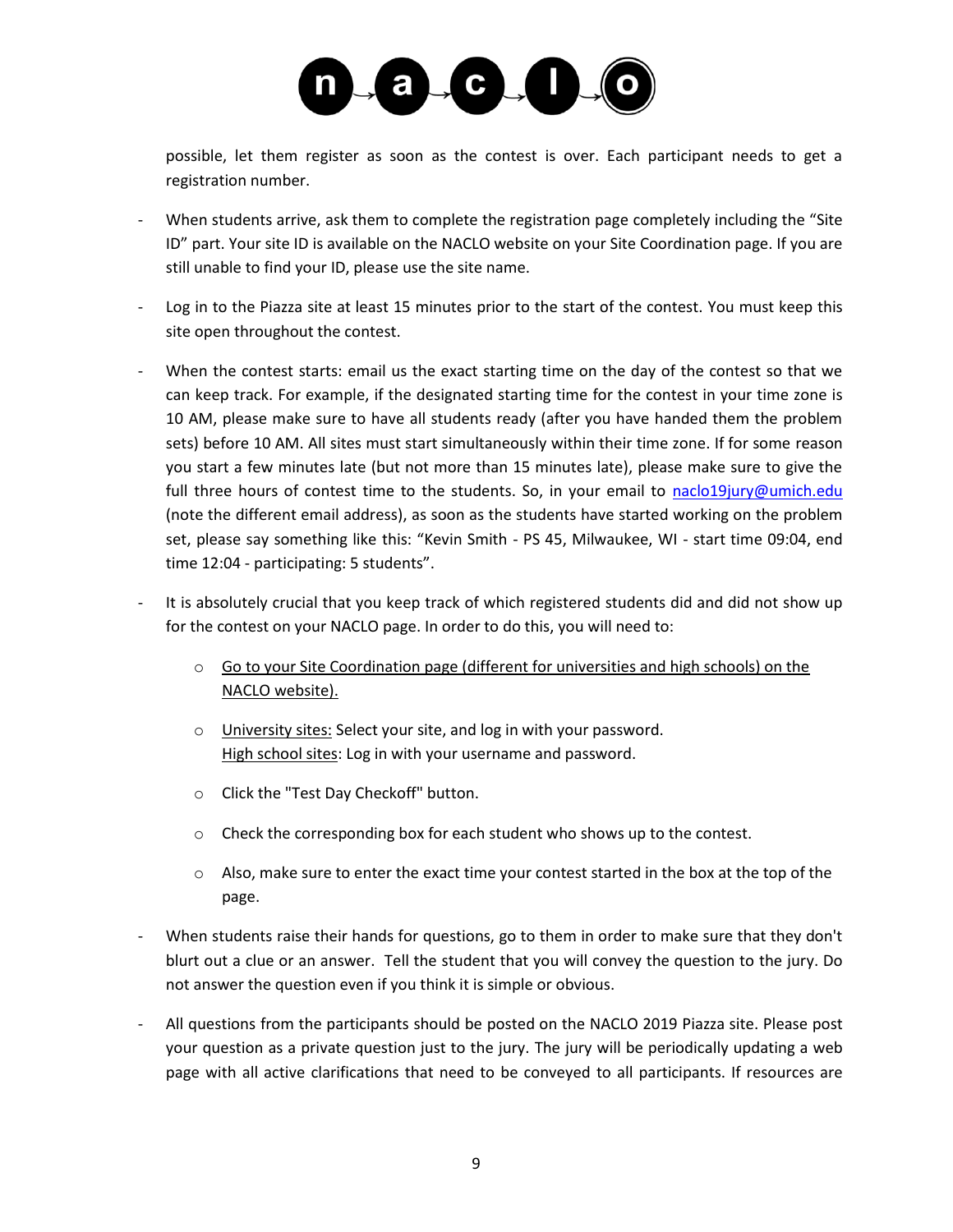possible, let them register as soon as the contest is over. Each participant needs to get a registration number.

- When students arrive, ask them to complete the registration page completely including the "Site ID" part. Your site ID is available on the NACLO website on your Site Coordination page. If you are still unable to find your ID, please use the site name.

- Log in to the Piazza site at least 15 minutes prior to the start of the contest. You must keep this site open throughout the contest.

- When the contest starts: email us the exact starting time on the day of the contest so that we can keep track. For example, if the designated starting time for the contest in your time zone is 10 AM, please make sure to have all students ready (after you have handed them the problem sets) before 10 AM. All sites must start simultaneously within their time zone. If for some reason you start a few minutes late (but not more than 15 minutes late), please make sure to give the full three hours of contest time to the students. So, in your email to naclo19jury@umich.edu (note the different email address), as soon as the students have started working on the problem set, please say something like this: "Kevin Smith - PS 45, Milwaukee, WI - start time 09:04, end time 12:04 - participating: 5 students".

- It is absolutely crucial that you keep track of which registered students did and did not show up for the contest on your NACLO page. In order to do this, you will need to:

  - Go to your Site Coordination page (different for universities and high schools) on the NACLO website).
  - University sites: Select your site, and log in with your password.
    High school sites: Log in with your username and password.
  - Click the "Test Day Checkoff" button.
  - Check the corresponding box for each student who shows up to the contest.
  - Also, make sure to enter the exact time your contest started in the box at the top of the page.

- When students raise their hands for questions, go to them in order to make sure that they don't blurt out a clue or an answer. Tell the student that you will convey the question to the jury. Do not answer the question even if you think it is simple or obvious.

- All questions from the participants should be posted on the NACLO 2019 Piazza site. Please post your question as a private question just to the jury. The jury will be periodically updating a web page with all active clarifications that need to be conveyed to all participants. If resources are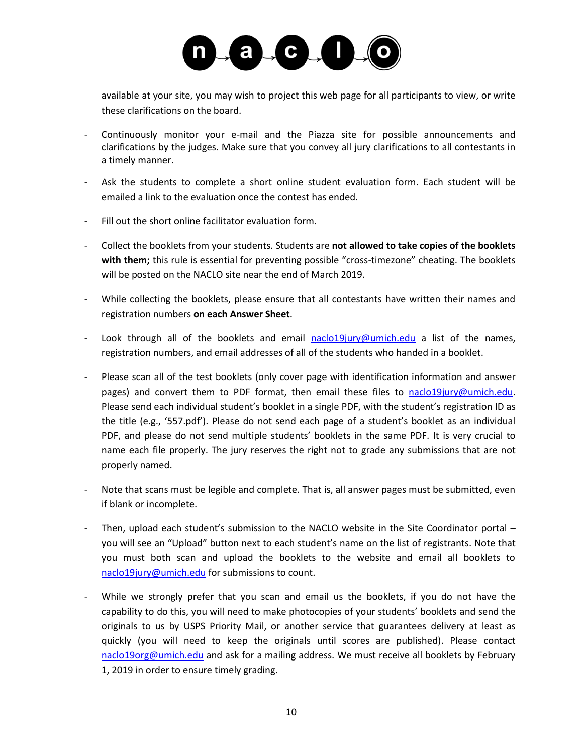available at your site, you may wish to project this web page for all participants to view, or write these clarifications on the board.

- Continuously monitor your e-mail and the Piazza site for possible announcements and clarifications by the judges. Make sure that you convey all jury clarifications to all contestants in a timely manner.

- Ask the students to complete a short online student evaluation form. Each student will be emailed a link to the evaluation once the contest has ended.

- Fill out the short online facilitator evaluation form.

- Collect the booklets from your students. Students are **not allowed to take copies of the booklets with them;** this rule is essential for preventing possible "cross-timezone" cheating. The booklets will be posted on the NACLO site near the end of March 2019.

- While collecting the booklets, please ensure that all contestants have written their names and registration numbers **on each Answer Sheet**.

- Look through all of the booklets and email naclo19jury@umich.edu a list of the names, registration numbers, and email addresses of all of the students who handed in a booklet.

- Please scan all of the test booklets (only cover page with identification information and answer pages) and convert them to PDF format, then email these files to naclo19jury@umich.edu. Please send each individual student's booklet in a single PDF, with the student's registration ID as the title (e.g., '557.pdf'). Please do not send each page of a student's booklet as an individual PDF, and please do not send multiple students' booklets in the same PDF. It is very crucial to name each file properly. The jury reserves the right not to grade any submissions that are not properly named.

- Note that scans must be legible and complete. That is, all answer pages must be submitted, even if blank or incomplete.

- Then, upload each student's submission to the NACLO website in the Site Coordinator portal – you will see an "Upload" button next to each student's name on the list of registrants. Note that you must both scan and upload the booklets to the website and email all booklets to naclo19jury@umich.edu for submissions to count.

- While we strongly prefer that you scan and email us the booklets, if you do not have the capability to do this, you will need to make photocopies of your students' booklets and send the originals to us by USPS Priority Mail, or another service that guarantees delivery at least as quickly (you will need to keep the originals until scores are published). Please contact naclo19org@umich.edu and ask for a mailing address. We must receive all booklets by February 1, 2019 in order to ensure timely grading.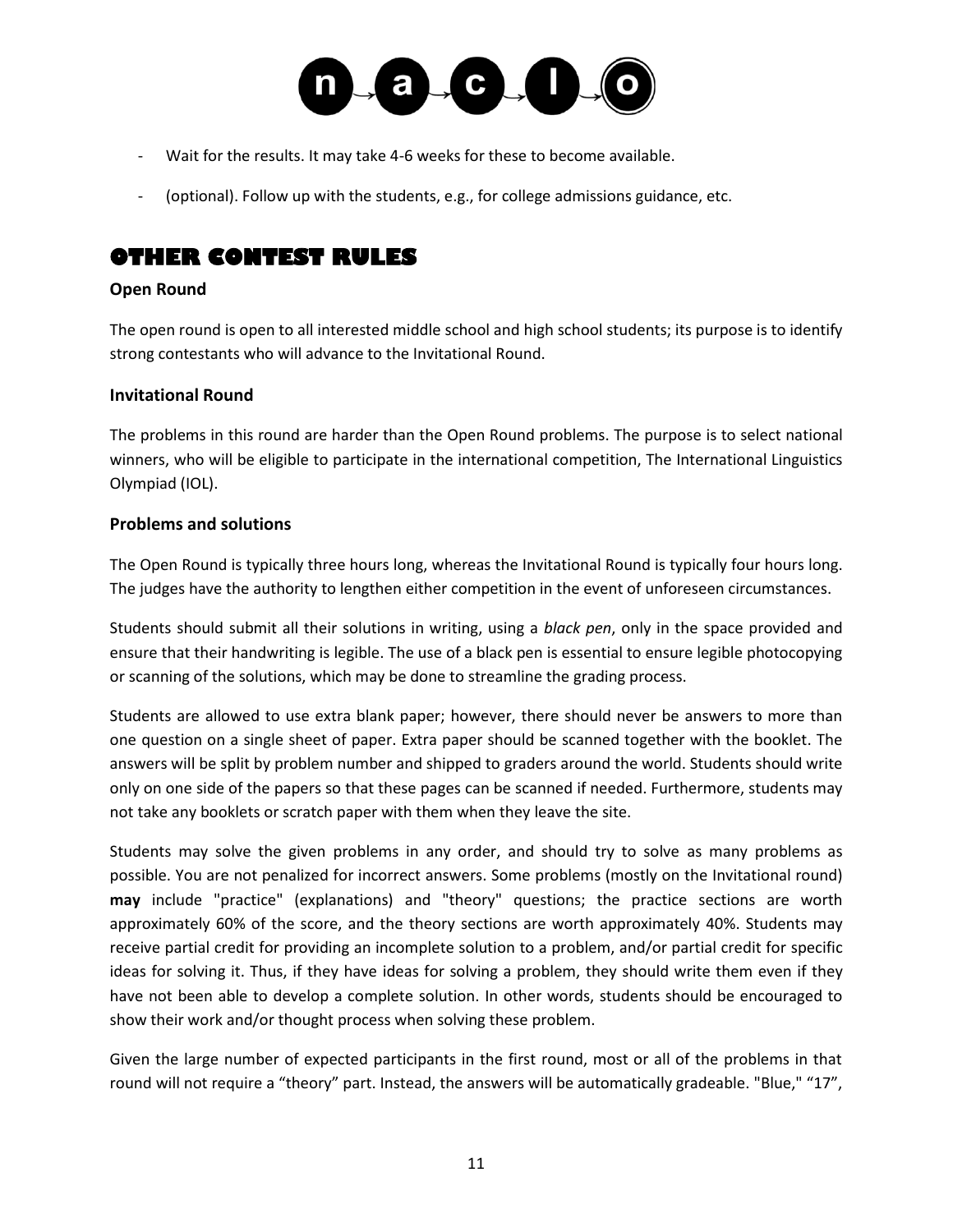- Wait for the results. It may take 4-6 weeks for these to become available.
- (optional). Follow up with the students, e.g., for college admissions guidance, etc.

# OTHER CONTEST RULES

### Open Round

The open round is open to all interested middle school and high school students; its purpose is to identify strong contestants who will advance to the Invitational Round.

### Invitational Round

The problems in this round are harder than the Open Round problems. The purpose is to select national winners, who will be eligible to participate in the international competition, The International Linguistics Olympiad (IOL).

### Problems and solutions

The Open Round is typically three hours long, whereas the Invitational Round is typically four hours long. The judges have the authority to lengthen either competition in the event of unforeseen circumstances.

Students should submit all their solutions in writing, using a *black pen*, only in the space provided and ensure that their handwriting is legible. The use of a black pen is essential to ensure legible photocopying or scanning of the solutions, which may be done to streamline the grading process.

Students are allowed to use extra blank paper; however, there should never be answers to more than one question on a single sheet of paper. Extra paper should be scanned together with the booklet. The answers will be split by problem number and shipped to graders around the world. Students should write only on one side of the papers so that these pages can be scanned if needed. Furthermore, students may not take any booklets or scratch paper with them when they leave the site.

Students may solve the given problems in any order, and should try to solve as many problems as possible. You are not penalized for incorrect answers. Some problems (mostly on the Invitational round) **may** include "practice" (explanations) and "theory" questions; the practice sections are worth approximately 60% of the score, and the theory sections are worth approximately 40%. Students may receive partial credit for providing an incomplete solution to a problem, and/or partial credit for specific ideas for solving it. Thus, if they have ideas for solving a problem, they should write them even if they have not been able to develop a complete solution. In other words, students should be encouraged to show their work and/or thought process when solving these problem.

Given the large number of expected participants in the first round, most or all of the problems in that round will not require a "theory" part. Instead, the answers will be automatically gradeable. "Blue," "17",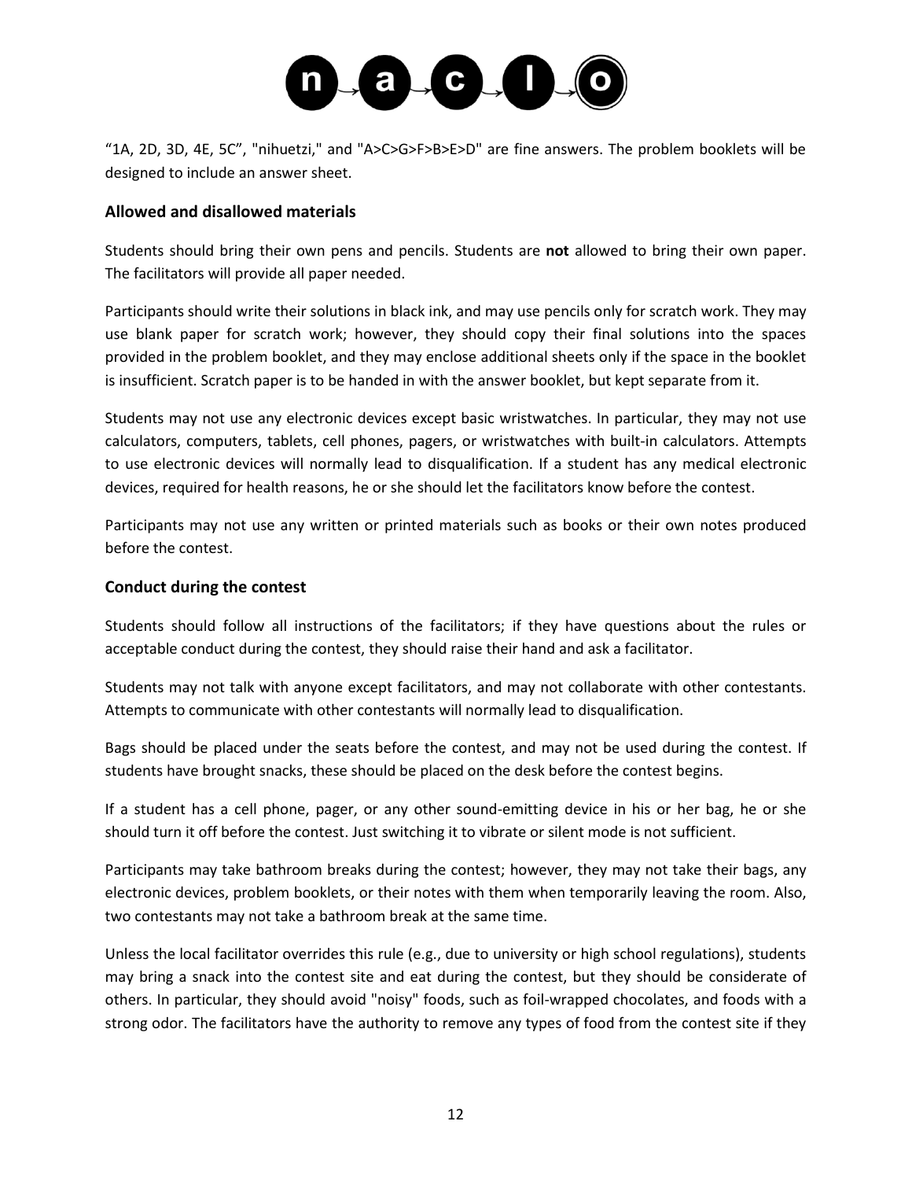"1A, 2D, 3D, 4E, 5C", "nihuetzi," and "A>C>G>F>B>E>D" are fine answers. The problem booklets will be designed to include an answer sheet.

### Allowed and disallowed materials

Students should bring their own pens and pencils. Students are **not** allowed to bring their own paper. The facilitators will provide all paper needed.

Participants should write their solutions in black ink, and may use pencils only for scratch work. They may use blank paper for scratch work; however, they should copy their final solutions into the spaces provided in the problem booklet, and they may enclose additional sheets only if the space in the booklet is insufficient. Scratch paper is to be handed in with the answer booklet, but kept separate from it.

Students may not use any electronic devices except basic wristwatches. In particular, they may not use calculators, computers, tablets, cell phones, pagers, or wristwatches with built-in calculators. Attempts to use electronic devices will normally lead to disqualification. If a student has any medical electronic devices, required for health reasons, he or she should let the facilitators know before the contest.

Participants may not use any written or printed materials such as books or their own notes produced before the contest.

### Conduct during the contest

Students should follow all instructions of the facilitators; if they have questions about the rules or acceptable conduct during the contest, they should raise their hand and ask a facilitator.

Students may not talk with anyone except facilitators, and may not collaborate with other contestants. Attempts to communicate with other contestants will normally lead to disqualification.

Bags should be placed under the seats before the contest, and may not be used during the contest. If students have brought snacks, these should be placed on the desk before the contest begins.

If a student has a cell phone, pager, or any other sound-emitting device in his or her bag, he or she should turn it off before the contest. Just switching it to vibrate or silent mode is not sufficient.

Participants may take bathroom breaks during the contest; however, they may not take their bags, any electronic devices, problem booklets, or their notes with them when temporarily leaving the room. Also, two contestants may not take a bathroom break at the same time.

Unless the local facilitator overrides this rule (e.g., due to university or high school regulations), students may bring a snack into the contest site and eat during the contest, but they should be considerate of others. In particular, they should avoid "noisy" foods, such as foil-wrapped chocolates, and foods with a strong odor. The facilitators have the authority to remove any types of food from the contest site if they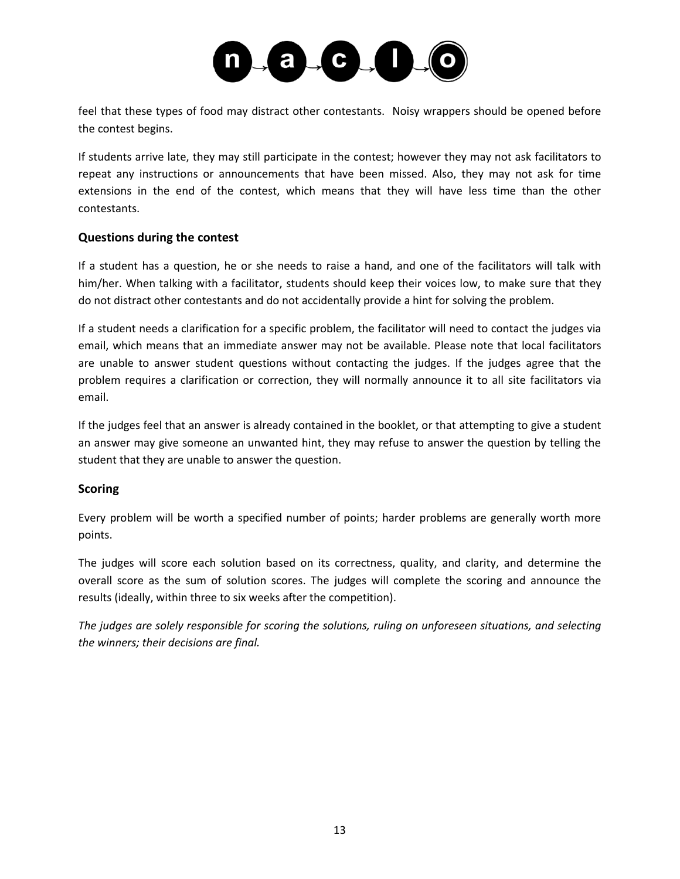feel that these types of food may distract other contestants. Noisy wrappers should be opened before the contest begins.

If students arrive late, they may still participate in the contest; however they may not ask facilitators to repeat any instructions or announcements that have been missed. Also, they may not ask for time extensions in the end of the contest, which means that they will have less time than the other contestants.

### Questions during the contest

If a student has a question, he or she needs to raise a hand, and one of the facilitators will talk with him/her. When talking with a facilitator, students should keep their voices low, to make sure that they do not distract other contestants and do not accidentally provide a hint for solving the problem.

If a student needs a clarification for a specific problem, the facilitator will need to contact the judges via email, which means that an immediate answer may not be available. Please note that local facilitators are unable to answer student questions without contacting the judges. If the judges agree that the problem requires a clarification or correction, they will normally announce it to all site facilitators via email.

If the judges feel that an answer is already contained in the booklet, or that attempting to give a student an answer may give someone an unwanted hint, they may refuse to answer the question by telling the student that they are unable to answer the question.

### Scoring

Every problem will be worth a specified number of points; harder problems are generally worth more points.

The judges will score each solution based on its correctness, quality, and clarity, and determine the overall score as the sum of solution scores. The judges will complete the scoring and announce the results (ideally, within three to six weeks after the competition).

*The judges are solely responsible for scoring the solutions, ruling on unforeseen situations, and selecting the winners; their decisions are final.*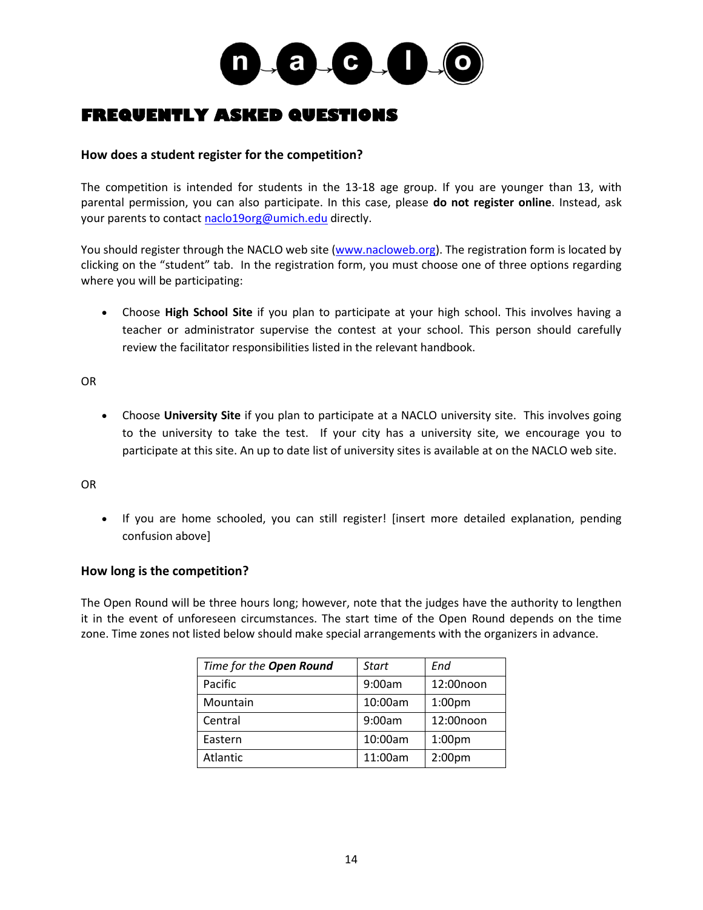# FREQUENTLY ASKED QUESTIONS

### How does a student register for the competition?

The competition is intended for students in the 13-18 age group. If you are younger than 13, with parental permission, you can also participate. In this case, please **do not register online**. Instead, ask your parents to contact naclo19org@umich.edu directly.

You should register through the NACLO web site (www.nacloweb.org). The registration form is located by clicking on the "student" tab. In the registration form, you must choose one of three options regarding where you will be participating:

- Choose **High School Site** if you plan to participate at your high school. This involves having a teacher or administrator supervise the contest at your school. This person should carefully review the facilitator responsibilities listed in the relevant handbook.

OR

- Choose **University Site** if you plan to participate at a NACLO university site. This involves going to the university to take the test. If your city has a university site, we encourage you to participate at this site. An up to date list of university sites is available at on the NACLO web site.

OR

- If you are home schooled, you can still register! [insert more detailed explanation, pending confusion above]

### How long is the competition?

The Open Round will be three hours long; however, note that the judges have the authority to lengthen it in the event of unforeseen circumstances. The start time of the Open Round depends on the time zone. Time zones not listed below should make special arrangements with the organizers in advance.

| *Time for the **Open Round*** | *Start* | *End* |
|---|---|---|
| Pacific | 9:00am | 12:00noon |
| Mountain | 10:00am | 1:00pm |
| Central | 9:00am | 12:00noon |
| Eastern | 10:00am | 1:00pm |
| Atlantic | 11:00am | 2:00pm |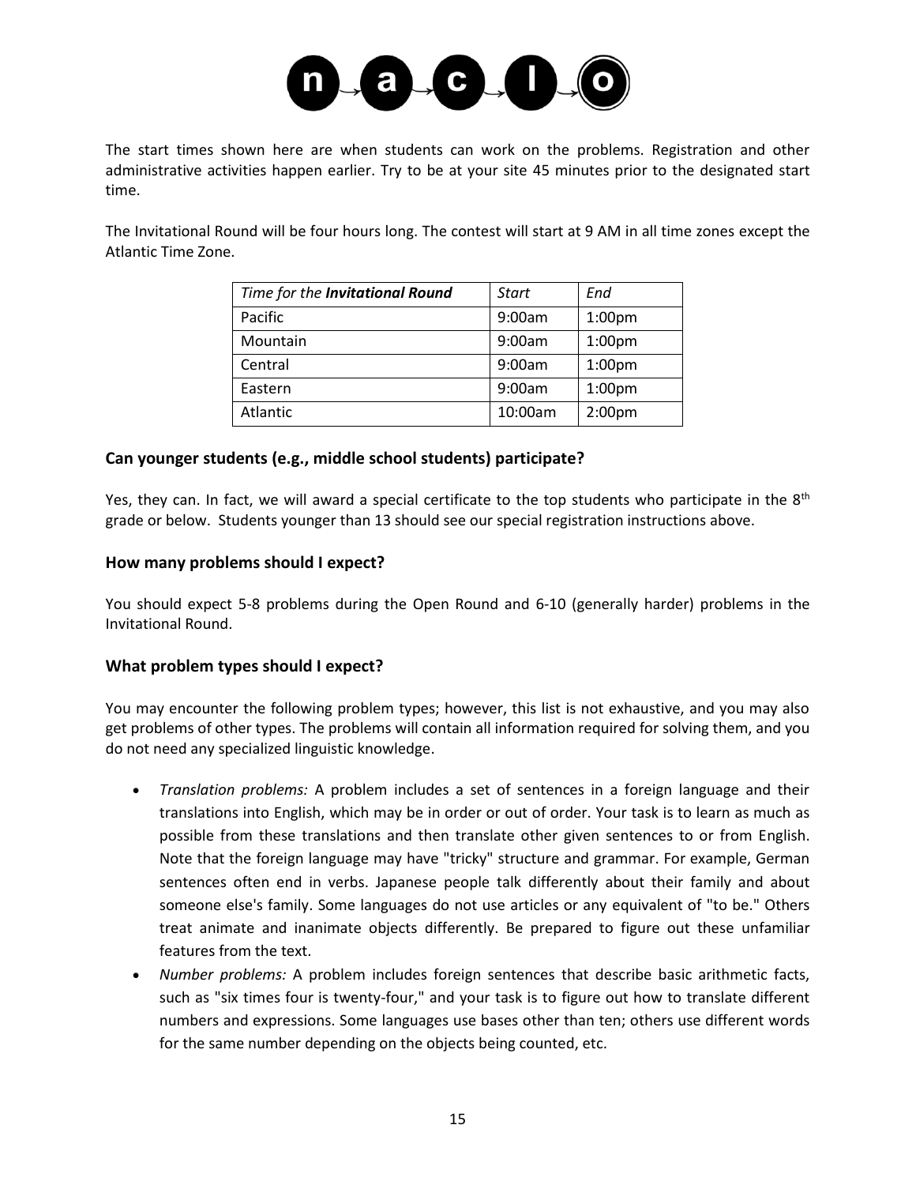The start times shown here are when students can work on the problems. Registration and other administrative activities happen earlier. Try to be at your site 45 minutes prior to the designated start time.

The Invitational Round will be four hours long. The contest will start at 9 AM in all time zones except the Atlantic Time Zone.

| *Time for the **Invitational Round*** | *Start* | *End* |
|---|---|---|
| Pacific | 9:00am | 1:00pm |
| Mountain | 9:00am | 1:00pm |
| Central | 9:00am | 1:00pm |
| Eastern | 9:00am | 1:00pm |
| Atlantic | 10:00am | 2:00pm |

### Can younger students (e.g., middle school students) participate?

Yes, they can. In fact, we will award a special certificate to the top students who participate in the 8th grade or below. Students younger than 13 should see our special registration instructions above.

### How many problems should I expect?

You should expect 5-8 problems during the Open Round and 6-10 (generally harder) problems in the Invitational Round.

### What problem types should I expect?

You may encounter the following problem types; however, this list is not exhaustive, and you may also get problems of other types. The problems will contain all information required for solving them, and you do not need any specialized linguistic knowledge.

- *Translation problems:* A problem includes a set of sentences in a foreign language and their translations into English, which may be in order or out of order. Your task is to learn as much as possible from these translations and then translate other given sentences to or from English. Note that the foreign language may have "tricky" structure and grammar. For example, German sentences often end in verbs. Japanese people talk differently about their family and about someone else's family. Some languages do not use articles or any equivalent of "to be." Others treat animate and inanimate objects differently. Be prepared to figure out these unfamiliar features from the text.
- *Number problems:* A problem includes foreign sentences that describe basic arithmetic facts, such as "six times four is twenty-four," and your task is to figure out how to translate different numbers and expressions. Some languages use bases other than ten; others use different words for the same number depending on the objects being counted, etc.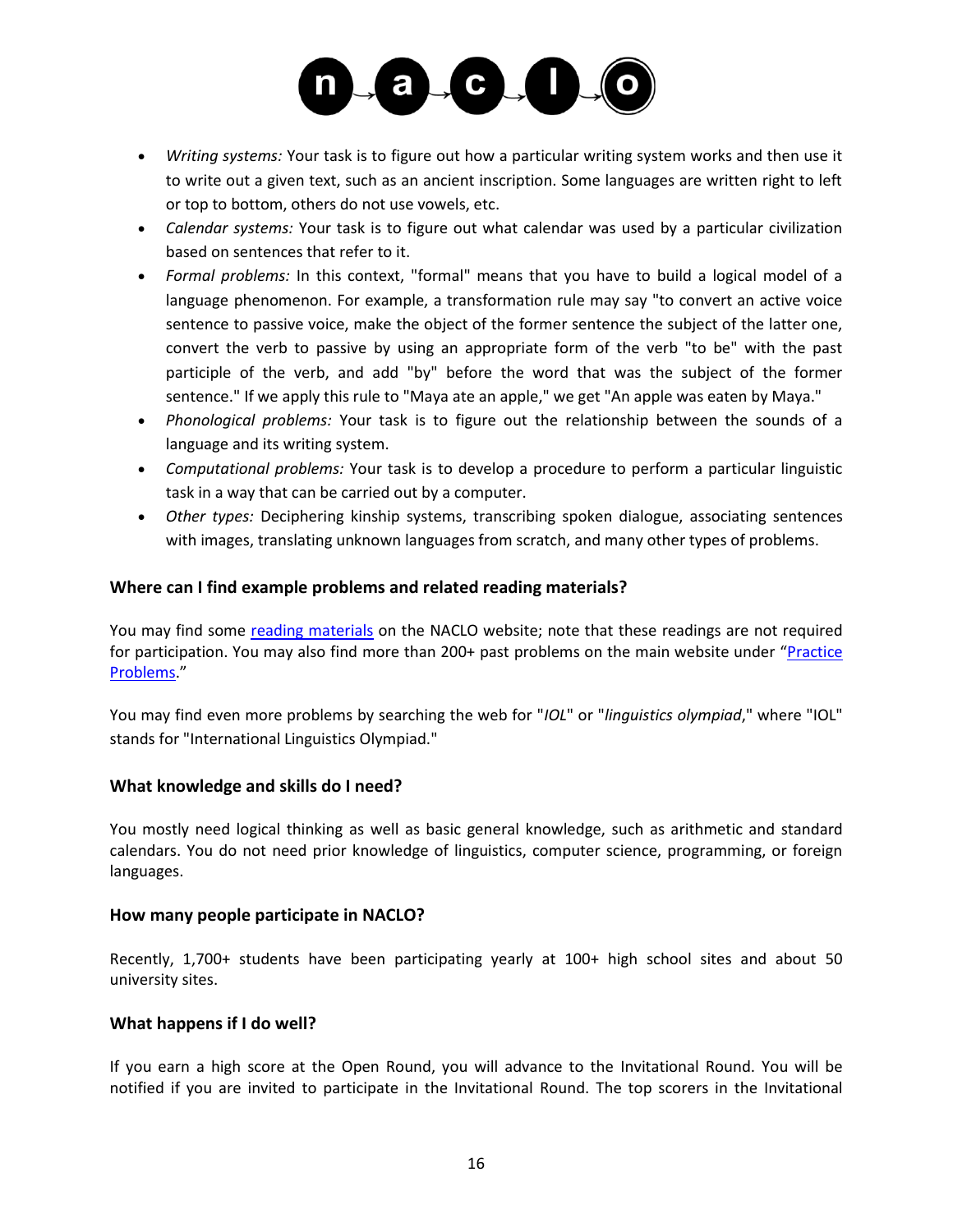- *Writing systems:* Your task is to figure out how a particular writing system works and then use it to write out a given text, such as an ancient inscription. Some languages are written right to left or top to bottom, others do not use vowels, etc.
- *Calendar systems:* Your task is to figure out what calendar was used by a particular civilization based on sentences that refer to it.
- *Formal problems:* In this context, "formal" means that you have to build a logical model of a language phenomenon. For example, a transformation rule may say "to convert an active voice sentence to passive voice, make the object of the former sentence the subject of the latter one, convert the verb to passive by using an appropriate form of the verb "to be" with the past participle of the verb, and add "by" before the word that was the subject of the former sentence." If we apply this rule to "Maya ate an apple," we get "An apple was eaten by Maya."
- *Phonological problems:* Your task is to figure out the relationship between the sounds of a language and its writing system.
- *Computational problems:* Your task is to develop a procedure to perform a particular linguistic task in a way that can be carried out by a computer.
- *Other types:* Deciphering kinship systems, transcribing spoken dialogue, associating sentences with images, translating unknown languages from scratch, and many other types of problems.

### Where can I find example problems and related reading materials?

You may find some reading materials on the NACLO website; note that these readings are not required for participation. You may also find more than 200+ past problems on the main website under "Practice Problems."

You may find even more problems by searching the web for "*IOL*" or "*linguistics olympiad*," where "IOL" stands for "International Linguistics Olympiad."

### What knowledge and skills do I need?

You mostly need logical thinking as well as basic general knowledge, such as arithmetic and standard calendars. You do not need prior knowledge of linguistics, computer science, programming, or foreign languages.

### How many people participate in NACLO?

Recently, 1,700+ students have been participating yearly at 100+ high school sites and about 50 university sites.

### What happens if I do well?

If you earn a high score at the Open Round, you will advance to the Invitational Round. You will be notified if you are invited to participate in the Invitational Round. The top scorers in the Invitational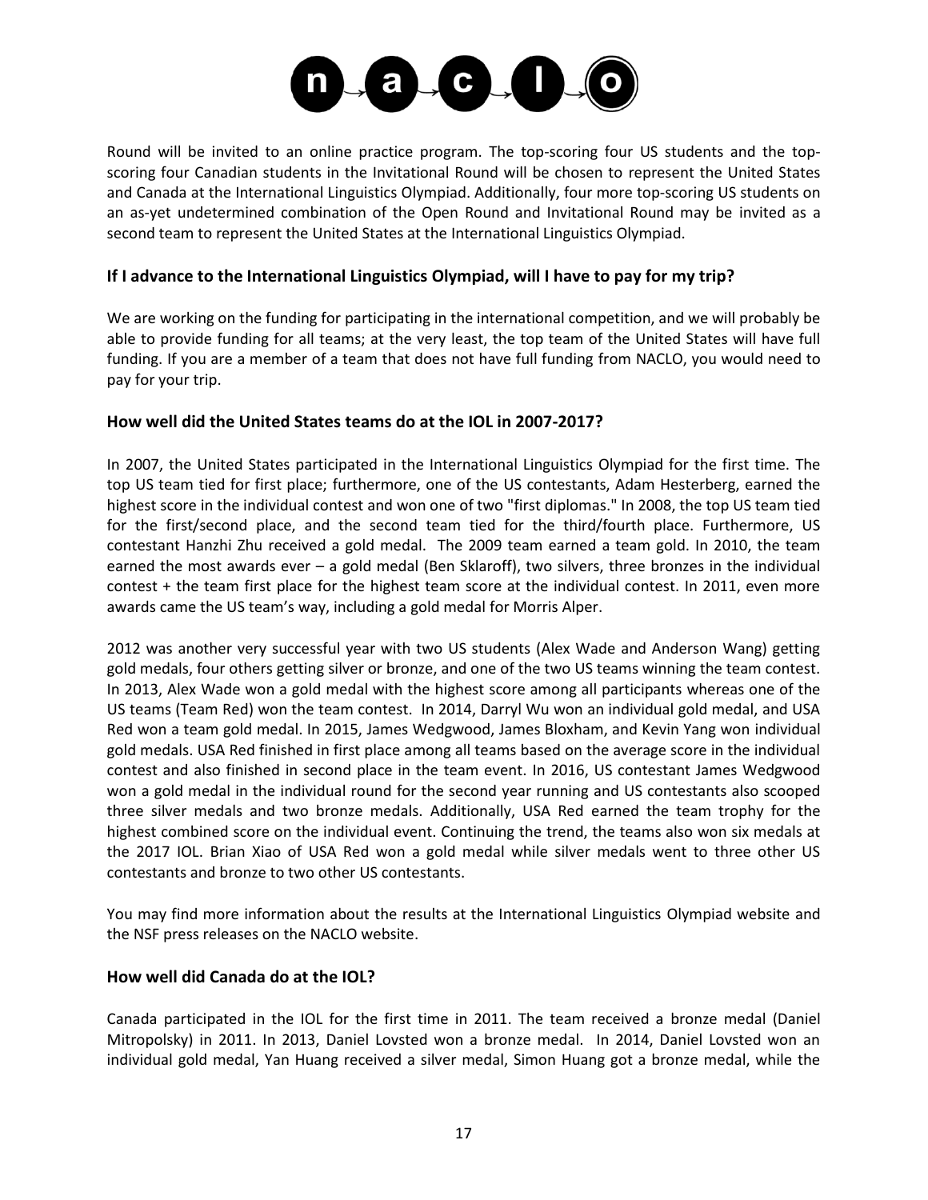Round will be invited to an online practice program. The top-scoring four US students and the top-scoring four Canadian students in the Invitational Round will be chosen to represent the United States and Canada at the International Linguistics Olympiad. Additionally, four more top-scoring US students on an as-yet undetermined combination of the Open Round and Invitational Round may be invited as a second team to represent the United States at the International Linguistics Olympiad.

### If I advance to the International Linguistics Olympiad, will I have to pay for my trip?

We are working on the funding for participating in the international competition, and we will probably be able to provide funding for all teams; at the very least, the top team of the United States will have full funding. If you are a member of a team that does not have full funding from NACLO, you would need to pay for your trip.

### How well did the United States teams do at the IOL in 2007-2017?

In 2007, the United States participated in the International Linguistics Olympiad for the first time. The top US team tied for first place; furthermore, one of the US contestants, Adam Hesterberg, earned the highest score in the individual contest and won one of two "first diplomas." In 2008, the top US team tied for the first/second place, and the second team tied for the third/fourth place. Furthermore, US contestant Hanzhi Zhu received a gold medal. The 2009 team earned a team gold. In 2010, the team earned the most awards ever – a gold medal (Ben Sklaroff), two silvers, three bronzes in the individual contest + the team first place for the highest team score at the individual contest. In 2011, even more awards came the US team's way, including a gold medal for Morris Alper.

2012 was another very successful year with two US students (Alex Wade and Anderson Wang) getting gold medals, four others getting silver or bronze, and one of the two US teams winning the team contest. In 2013, Alex Wade won a gold medal with the highest score among all participants whereas one of the US teams (Team Red) won the team contest. In 2014, Darryl Wu won an individual gold medal, and USA Red won a team gold medal. In 2015, James Wedgwood, James Bloxham, and Kevin Yang won individual gold medals. USA Red finished in first place among all teams based on the average score in the individual contest and also finished in second place in the team event. In 2016, US contestant James Wedgwood won a gold medal in the individual round for the second year running and US contestants also scooped three silver medals and two bronze medals. Additionally, USA Red earned the team trophy for the highest combined score on the individual event. Continuing the trend, the teams also won six medals at the 2017 IOL. Brian Xiao of USA Red won a gold medal while silver medals went to three other US contestants and bronze to two other US contestants.

You may find more information about the results at the International Linguistics Olympiad website and the NSF press releases on the NACLO website.

### How well did Canada do at the IOL?

Canada participated in the IOL for the first time in 2011. The team received a bronze medal (Daniel Mitropolsky) in 2011. In 2013, Daniel Lovsted won a bronze medal. In 2014, Daniel Lovsted won an individual gold medal, Yan Huang received a silver medal, Simon Huang got a bronze medal, while the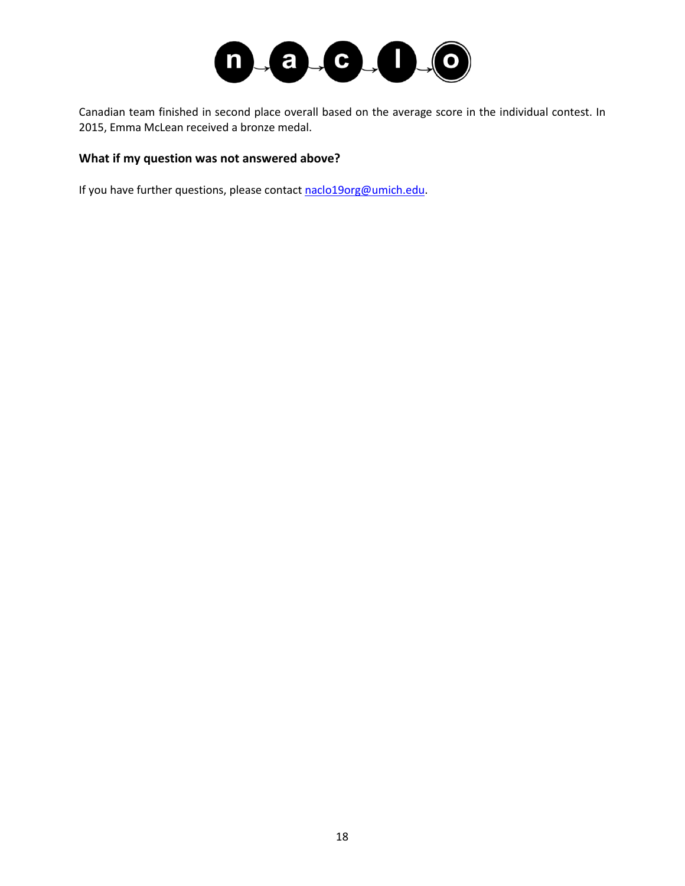Canadian team finished in second place overall based on the average score in the individual contest. In 2015, Emma McLean received a bronze medal.

### What if my question was not answered above?

If you have further questions, please contact naclo19org@umich.edu.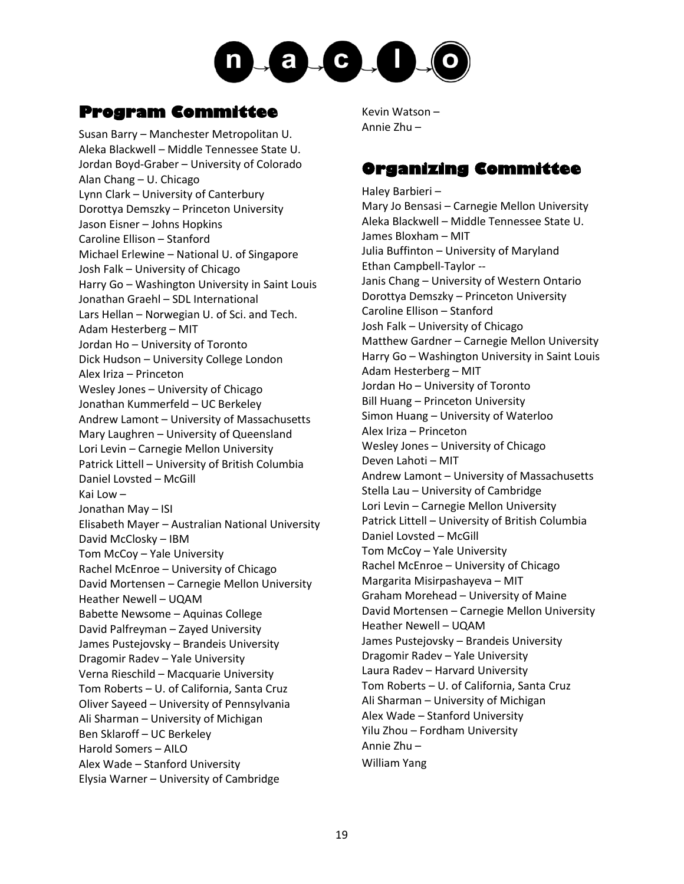## Program Committee

Susan Barry – Manchester Metropolitan U.
Aleka Blackwell – Middle Tennessee State U.
Jordan Boyd-Graber – University of Colorado
Alan Chang – U. Chicago
Lynn Clark – University of Canterbury
Dorottya Demszky – Princeton University
Jason Eisner – Johns Hopkins
Caroline Ellison – Stanford
Michael Erlewine – National U. of Singapore
Josh Falk – University of Chicago
Harry Go – Washington University in Saint Louis
Jonathan Graehl – SDL International
Lars Hellan – Norwegian U. of Sci. and Tech.
Adam Hesterberg – MIT
Jordan Ho – University of Toronto
Dick Hudson – University College London
Alex Iriza – Princeton
Wesley Jones – University of Chicago
Jonathan Kummerfeld – UC Berkeley
Andrew Lamont – University of Massachusetts
Mary Laughren – University of Queensland
Lori Levin – Carnegie Mellon University
Patrick Littell – University of British Columbia
Daniel Lovsted – McGill
Kai Low –
Jonathan May – ISI
Elisabeth Mayer – Australian National University
David McClosky – IBM
Tom McCoy – Yale University
Rachel McEnroe – University of Chicago
David Mortensen – Carnegie Mellon University
Heather Newell – UQAM
Babette Newsome – Aquinas College
David Palfreyman – Zayed University
James Pustejovsky – Brandeis University
Dragomir Radev – Yale University
Verna Rieschild – Macquarie University
Tom Roberts – U. of California, Santa Cruz
Oliver Sayeed – University of Pennsylvania
Ali Sharman – University of Michigan
Ben Sklaroff – UC Berkeley
Harold Somers – AILO
Alex Wade – Stanford University
Elysia Warner – University of Cambridge
Kevin Watson –
Annie Zhu –

## Organizing Committee

Haley Barbieri –
Mary Jo Bensasi – Carnegie Mellon University
Aleka Blackwell – Middle Tennessee State U.
James Bloxham – MIT
Julia Buffinton – University of Maryland
Ethan Campbell-Taylor --
Janis Chang – University of Western Ontario
Dorottya Demszky – Princeton University
Caroline Ellison – Stanford
Josh Falk – University of Chicago
Matthew Gardner – Carnegie Mellon University
Harry Go – Washington University in Saint Louis
Adam Hesterberg – MIT
Jordan Ho – University of Toronto
Bill Huang – Princeton University
Simon Huang – University of Waterloo
Alex Iriza – Princeton
Wesley Jones – University of Chicago
Deven Lahoti – MIT
Andrew Lamont – University of Massachusetts
Stella Lau – University of Cambridge
Lori Levin – Carnegie Mellon University
Patrick Littell – University of British Columbia
Daniel Lovsted – McGill
Tom McCoy – Yale University
Rachel McEnroe – University of Chicago
Margarita Misirpashayeva – MIT
Graham Morehead – University of Maine
David Mortensen – Carnegie Mellon University
Heather Newell – UQAM
James Pustejovsky – Brandeis University
Dragomir Radev – Yale University
Laura Radev – Harvard University
Tom Roberts – U. of California, Santa Cruz
Ali Sharman – University of Michigan
Alex Wade – Stanford University
Yilu Zhou – Fordham University
Annie Zhu –
William Yang